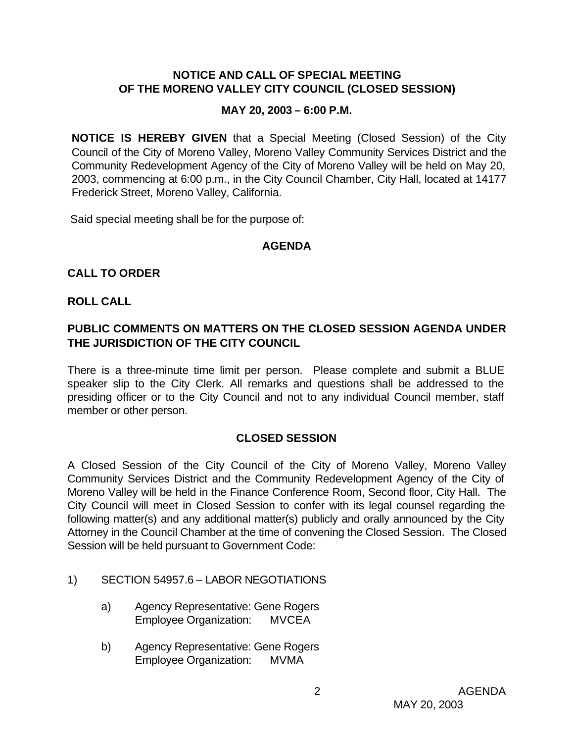## NOTICE AND CALL OF SPECIAL MEETING OF THE MORENO VALLEY CITY COUNCIL (CLOSED SESSION)

### MAY 20, 2003 – 6:00 P.M.

**NOTICE IS HEREBY GIVEN** that a Special Meeting (Closed Session) of the City Council of the City of Moreno Valley, Moreno Valley Community Services District and the Community Redevelopment Agency of the City of Moreno Valley will be held on May 20, 2003, commencing at 6:00 p.m., in the City Council Chamber, City Hall, located at 14177 Frederick Street, Moreno Valley, California.

Said special meeting shall be for the purpose of:

### AGENDA

**CALL TO ORDER**

**ROLL CALL**

**PUBLIC COMMENTS ON MATTERS ON THE CLOSED SESSION AGENDA UNDER THE JURISDICTION OF THE CITY COUNCIL**

There is a three-minute time limit per person. Please complete and submit a BLUE speaker slip to the City Clerk. All remarks and questions shall be addressed to the presiding officer or to the City Council and not to any individual Council member, staff member or other person.

### CLOSED SESSION

A Closed Session of the City Council of the City of Moreno Valley, Moreno Valley Community Services District and the Community Redevelopment Agency of the City of Moreno Valley will be held in the Finance Conference Room, Second floor, City Hall. The City Council will meet in Closed Session to confer with its legal counsel regarding the following matter(s) and any additional matter(s) publicly and orally announced by the City Attorney in the Council Chamber at the time of convening the Closed Session. The Closed Session will be held pursuant to Government Code:

1) SECTION 54957.6 – LABOR NEGOTIATIONS

   a) Agency Representative: Gene Rogers
      Employee Organization: MVCEA

   b) Agency Representative: Gene Rogers
      Employee Organization: MVMA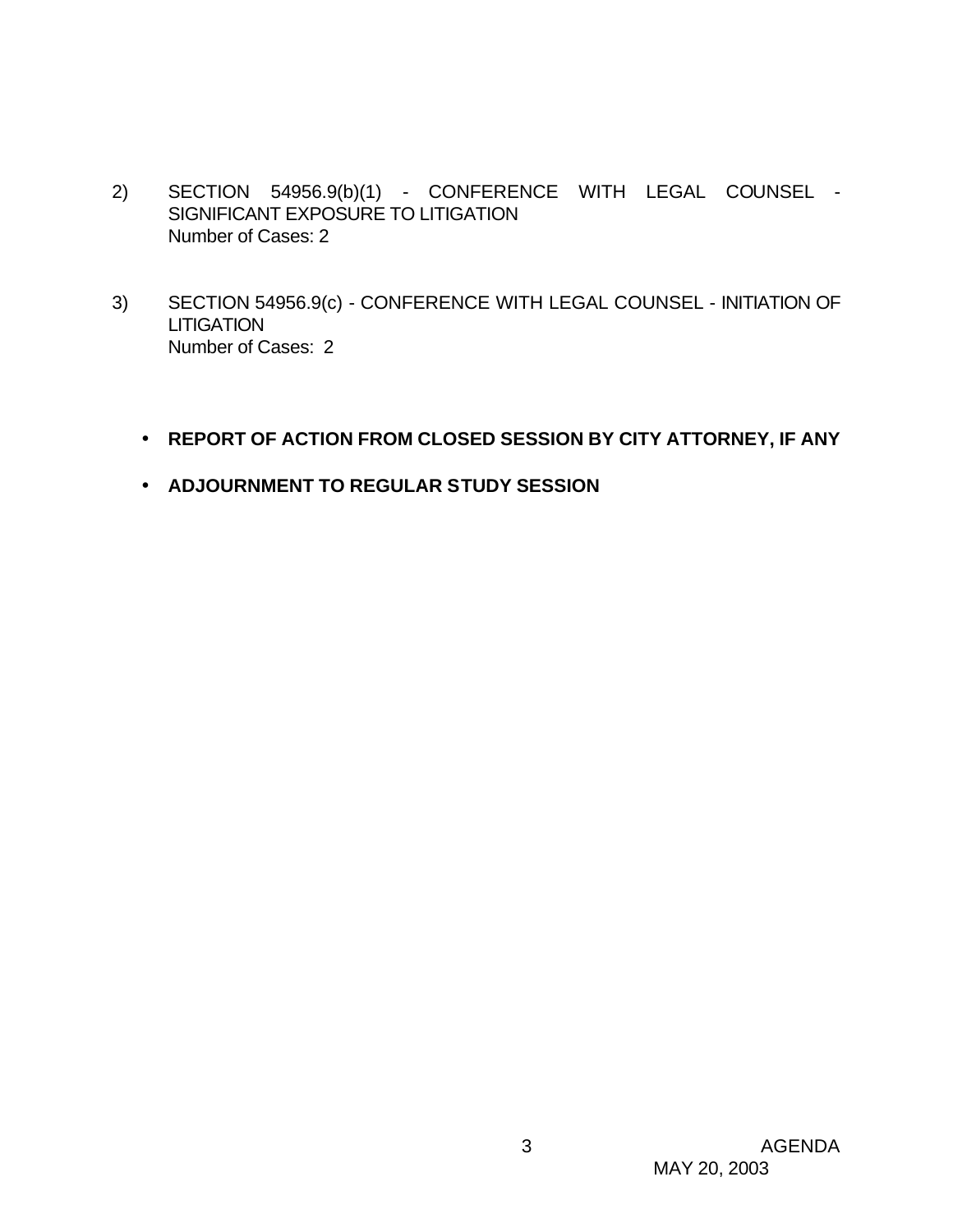2) SECTION 54956.9(b)(1) - CONFERENCE WITH LEGAL COUNSEL - SIGNIFICANT EXPOSURE TO LITIGATION
   Number of Cases: 2

3) SECTION 54956.9(c) - CONFERENCE WITH LEGAL COUNSEL - INITIATION OF LITIGATION
   Number of Cases: 2

- **REPORT OF ACTION FROM CLOSED SESSION BY CITY ATTORNEY, IF ANY**
- **ADJOURNMENT TO REGULAR STUDY SESSION**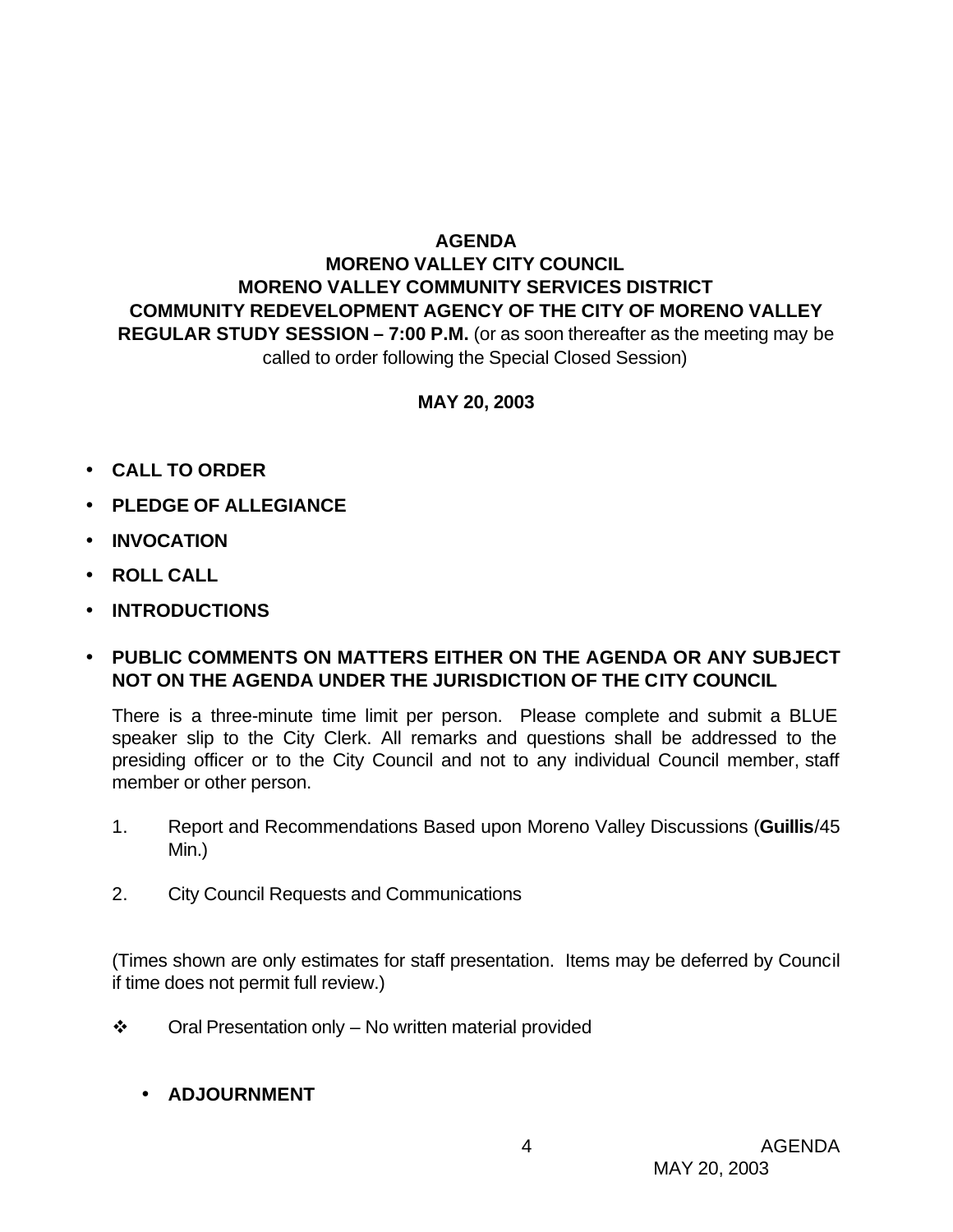**AGENDA**
**MORENO VALLEY CITY COUNCIL**
**MORENO VALLEY COMMUNITY SERVICES DISTRICT**
**COMMUNITY REDEVELOPMENT AGENCY OF THE CITY OF MORENO VALLEY**
**REGULAR STUDY SESSION – 7:00 P.M.** (or as soon thereafter as the meeting may be called to order following the Special Closed Session)

**MAY 20, 2003**

- **CALL TO ORDER**
- **PLEDGE OF ALLEGIANCE**
- **INVOCATION**
- **ROLL CALL**
- **INTRODUCTIONS**
- **PUBLIC COMMENTS ON MATTERS EITHER ON THE AGENDA OR ANY SUBJECT NOT ON THE AGENDA UNDER THE JURISDICTION OF THE CITY COUNCIL**

  There is a three-minute time limit per person. Please complete and submit a BLUE speaker slip to the City Clerk. All remarks and questions shall be addressed to the presiding officer or to the City Council and not to any individual Council member, staff member or other person.

  1. Report and Recommendations Based upon Moreno Valley Discussions (**Guillis**/45 Min.)

  2. City Council Requests and Communications

(Times shown are only estimates for staff presentation. Items may be deferred by Council if time does not permit full review.)

❖ Oral Presentation only – No written material provided

- **ADJOURNMENT**